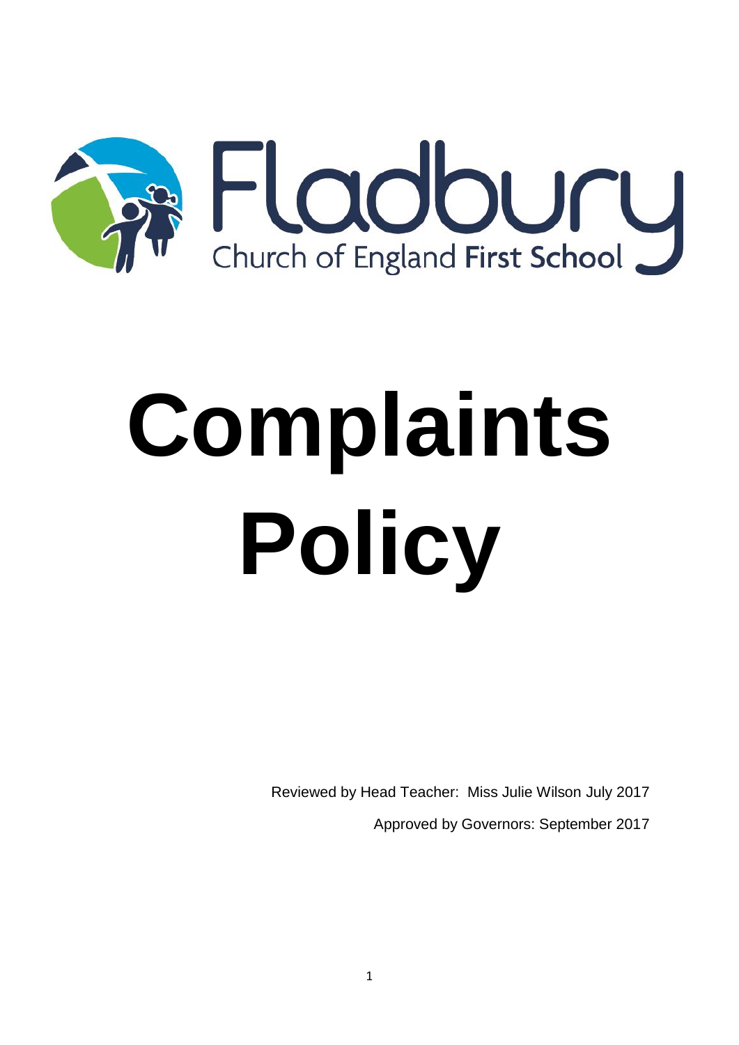Fladbury

Church of England First School

# Complaints Policy

Reviewed by Head Teacher: Miss Julie Wilson July 2017

Approved by Governors: September 2017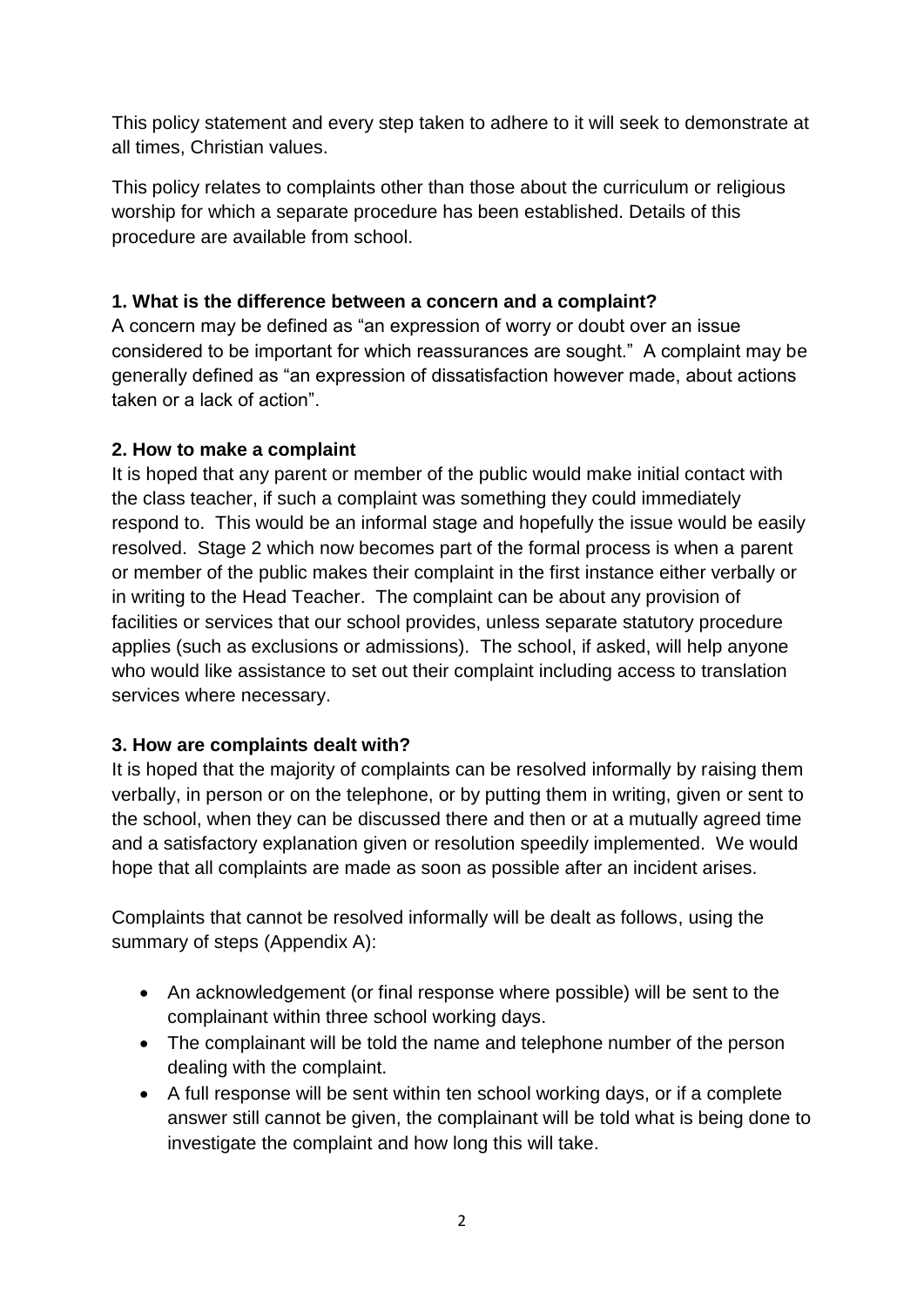This policy statement and every step taken to adhere to it will seek to demonstrate at all times, Christian values.

This policy relates to complaints other than those about the curriculum or religious worship for which a separate procedure has been established. Details of this procedure are available from school.

**1. What is the difference between a concern and a complaint?**

A concern may be defined as "an expression of worry or doubt over an issue considered to be important for which reassurances are sought." A complaint may be generally defined as "an expression of dissatisfaction however made, about actions taken or a lack of action".

**2. How to make a complaint**

It is hoped that any parent or member of the public would make initial contact with the class teacher, if such a complaint was something they could immediately respond to. This would be an informal stage and hopefully the issue would be easily resolved. Stage 2 which now becomes part of the formal process is when a parent or member of the public makes their complaint in the first instance either verbally or in writing to the Head Teacher. The complaint can be about any provision of facilities or services that our school provides, unless separate statutory procedure applies (such as exclusions or admissions). The school, if asked, will help anyone who would like assistance to set out their complaint including access to translation services where necessary.

**3. How are complaints dealt with?**

It is hoped that the majority of complaints can be resolved informally by raising them verbally, in person or on the telephone, or by putting them in writing, given or sent to the school, when they can be discussed there and then or at a mutually agreed time and a satisfactory explanation given or resolution speedily implemented. We would hope that all complaints are made as soon as possible after an incident arises.

Complaints that cannot be resolved informally will be dealt as follows, using the summary of steps (Appendix A):

- An acknowledgement (or final response where possible) will be sent to the complainant within three school working days.
- The complainant will be told the name and telephone number of the person dealing with the complaint.
- A full response will be sent within ten school working days, or if a complete answer still cannot be given, the complainant will be told what is being done to investigate the complaint and how long this will take.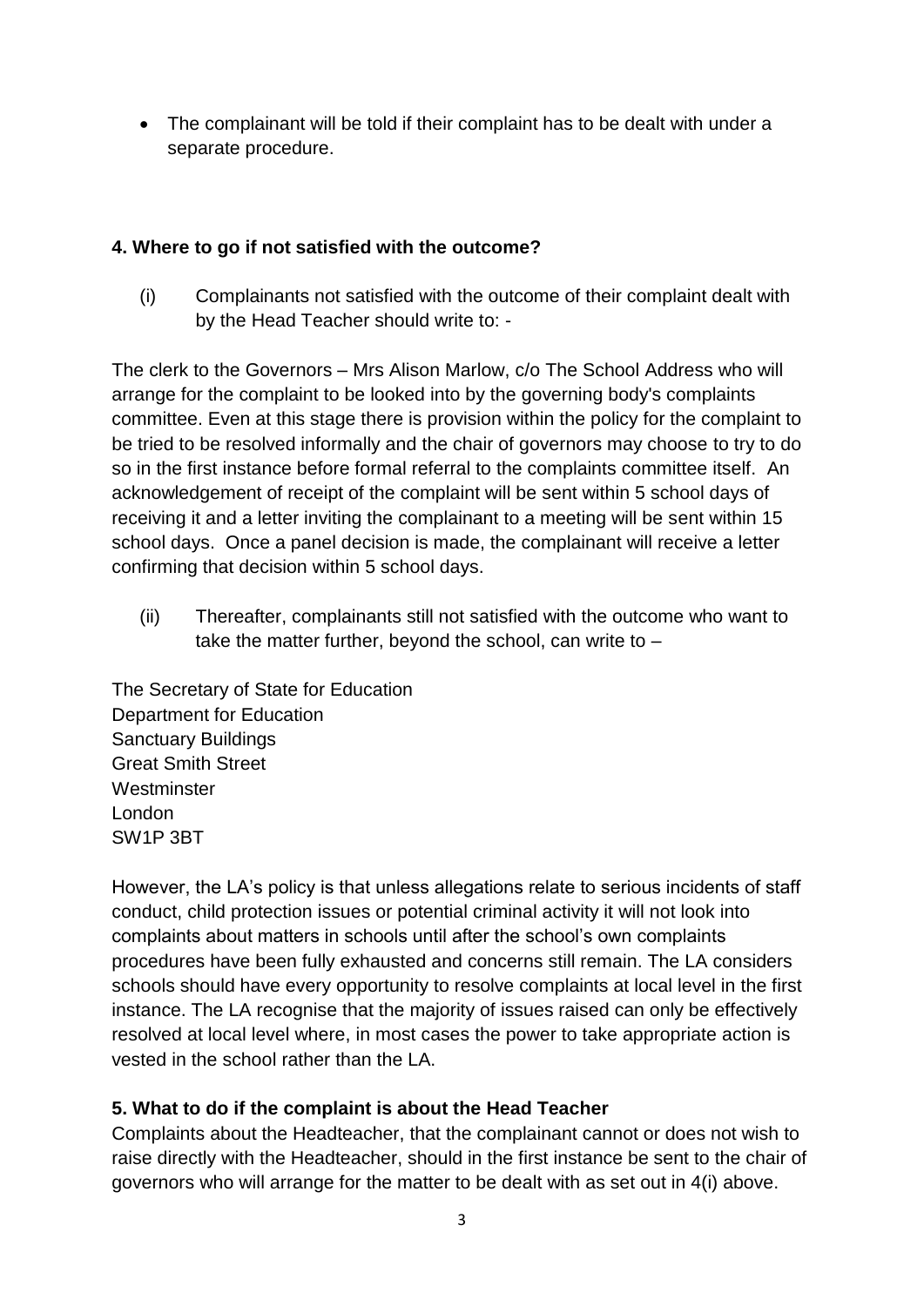- The complainant will be told if their complaint has to be dealt with under a separate procedure.

## 4. Where to go if not satisfied with the outcome?

(i) Complainants not satisfied with the outcome of their complaint dealt with by the Head Teacher should write to: -

The clerk to the Governors – Mrs Alison Marlow, c/o The School Address who will arrange for the complaint to be looked into by the governing body's complaints committee. Even at this stage there is provision within the policy for the complaint to be tried to be resolved informally and the chair of governors may choose to try to do so in the first instance before formal referral to the complaints committee itself. An acknowledgement of receipt of the complaint will be sent within 5 school days of receiving it and a letter inviting the complainant to a meeting will be sent within 15 school days. Once a panel decision is made, the complainant will receive a letter confirming that decision within 5 school days.

(ii) Thereafter, complainants still not satisfied with the outcome who want to take the matter further, beyond the school, can write to –

The Secretary of State for Education
Department for Education
Sanctuary Buildings
Great Smith Street
Westminster
London
SW1P 3BT

However, the LA's policy is that unless allegations relate to serious incidents of staff conduct, child protection issues or potential criminal activity it will not look into complaints about matters in schools until after the school's own complaints procedures have been fully exhausted and concerns still remain. The LA considers schools should have every opportunity to resolve complaints at local level in the first instance. The LA recognise that the majority of issues raised can only be effectively resolved at local level where, in most cases the power to take appropriate action is vested in the school rather than the LA.

## 5. What to do if the complaint is about the Head Teacher

Complaints about the Headteacher, that the complainant cannot or does not wish to raise directly with the Headteacher, should in the first instance be sent to the chair of governors who will arrange for the matter to be dealt with as set out in 4(i) above.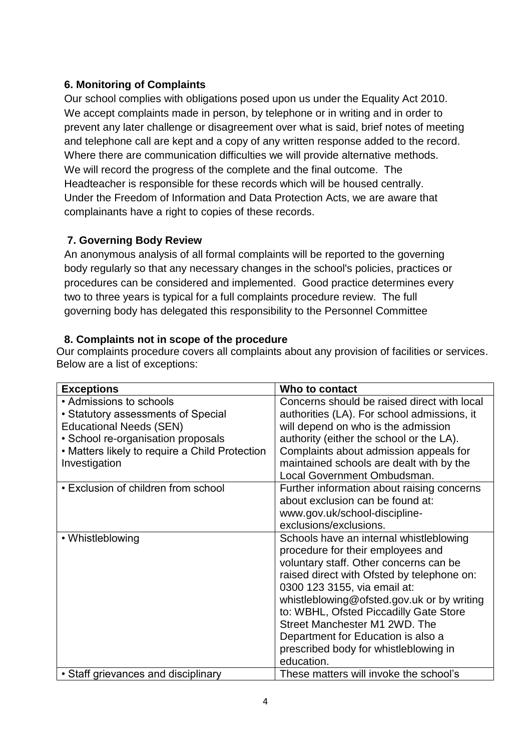### 6. Monitoring of Complaints

Our school complies with obligations posed upon us under the Equality Act 2010. We accept complaints made in person, by telephone or in writing and in order to prevent any later challenge or disagreement over what is said, brief notes of meeting and telephone call are kept and a copy of any written response added to the record. Where there are communication difficulties we will provide alternative methods. We will record the progress of the complete and the final outcome. The Headteacher is responsible for these records which will be housed centrally. Under the Freedom of Information and Data Protection Acts, we are aware that complainants have a right to copies of these records.

### 7. Governing Body Review

An anonymous analysis of all formal complaints will be reported to the governing body regularly so that any necessary changes in the school's policies, practices or procedures can be considered and implemented. Good practice determines every two to three years is typical for a full complaints procedure review. The full governing body has delegated this responsibility to the Personnel Committee

### 8. Complaints not in scope of the procedure

Our complaints procedure covers all complaints about any provision of facilities or services. Below are a list of exceptions:

| Exceptions | Who to contact |
|---|---|
| • Admissions to schools<br>• Statutory assessments of Special Educational Needs (SEN)<br>• School re-organisation proposals<br>• Matters likely to require a Child Protection Investigation | Concerns should be raised direct with local authorities (LA). For school admissions, it will depend on who is the admission authority (either the school or the LA). Complaints about admission appeals for maintained schools are dealt with by the Local Government Ombudsman. |
| • Exclusion of children from school | Further information about raising concerns about exclusion can be found at: www.gov.uk/school-discipline-exclusions/exclusions. |
| • Whistleblowing | Schools have an internal whistleblowing procedure for their employees and voluntary staff. Other concerns can be raised direct with Ofsted by telephone on: 0300 123 3155, via email at: whistleblowing@ofsted.gov.uk or by writing to: WBHL, Ofsted Piccadilly Gate Store Street Manchester M1 2WD. The Department for Education is also a prescribed body for whistleblowing in education. |
| • Staff grievances and disciplinary | These matters will invoke the school's |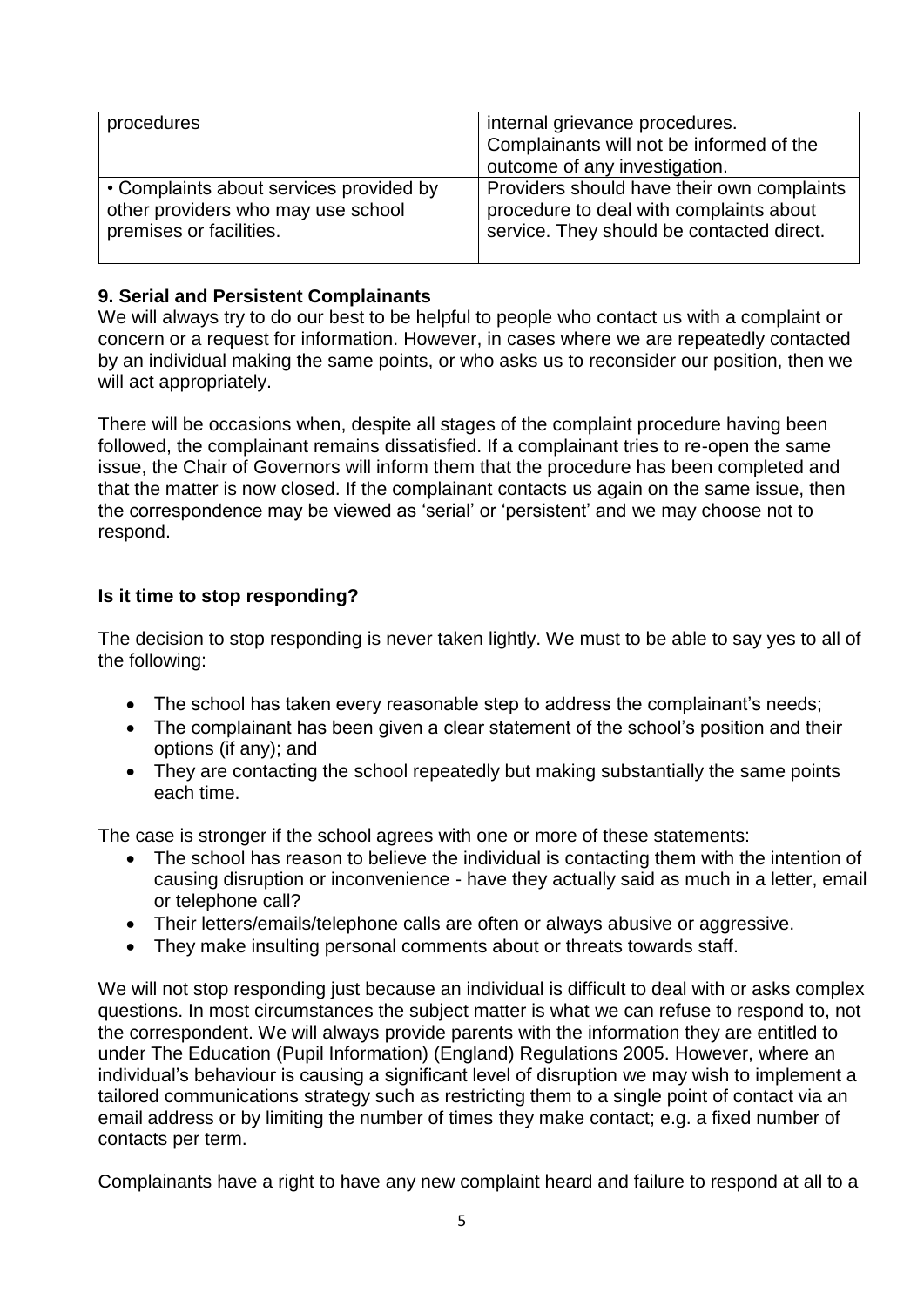| procedures | internal grievance procedures. Complainants will not be informed of the outcome of any investigation. |
| --- | --- |
| • Complaints about services provided by other providers who may use school premises or facilities. | Providers should have their own complaints procedure to deal with complaints about service. They should be contacted direct. |

## 9. Serial and Persistent Complainants

We will always try to do our best to be helpful to people who contact us with a complaint or concern or a request for information. However, in cases where we are repeatedly contacted by an individual making the same points, or who asks us to reconsider our position, then we will act appropriately.

There will be occasions when, despite all stages of the complaint procedure having been followed, the complainant remains dissatisfied. If a complainant tries to re-open the same issue, the Chair of Governors will inform them that the procedure has been completed and that the matter is now closed. If the complainant contacts us again on the same issue, then the correspondence may be viewed as 'serial' or 'persistent' and we may choose not to respond.

### Is it time to stop responding?

The decision to stop responding is never taken lightly. We must to be able to say yes to all of the following:

- The school has taken every reasonable step to address the complainant's needs;
- The complainant has been given a clear statement of the school's position and their options (if any); and
- They are contacting the school repeatedly but making substantially the same points each time.

The case is stronger if the school agrees with one or more of these statements:

- The school has reason to believe the individual is contacting them with the intention of causing disruption or inconvenience - have they actually said as much in a letter, email or telephone call?
- Their letters/emails/telephone calls are often or always abusive or aggressive.
- They make insulting personal comments about or threats towards staff.

We will not stop responding just because an individual is difficult to deal with or asks complex questions. In most circumstances the subject matter is what we can refuse to respond to, not the correspondent. We will always provide parents with the information they are entitled to under The Education (Pupil Information) (England) Regulations 2005. However, where an individual's behaviour is causing a significant level of disruption we may wish to implement a tailored communications strategy such as restricting them to a single point of contact via an email address or by limiting the number of times they make contact; e.g. a fixed number of contacts per term.

Complainants have a right to have any new complaint heard and failure to respond at all to a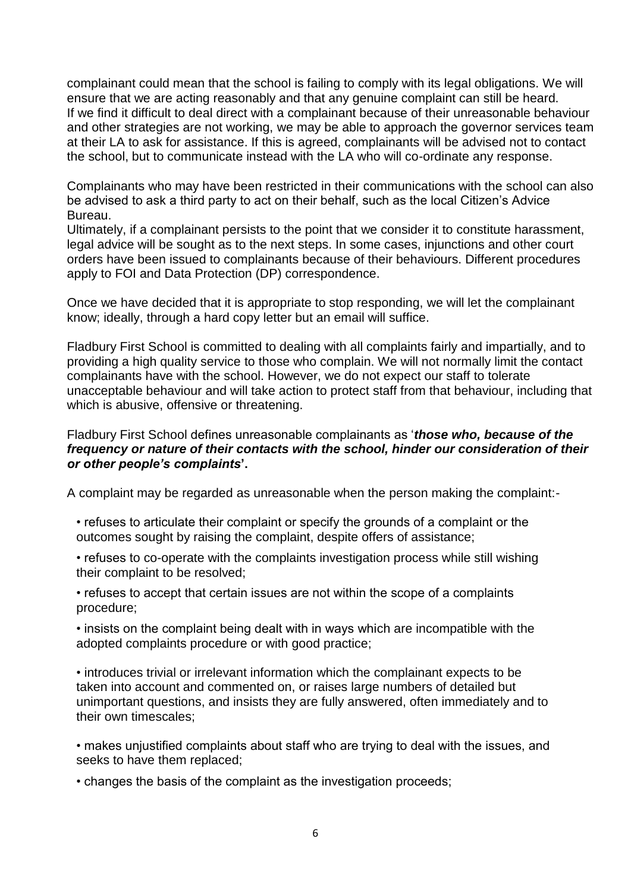complainant could mean that the school is failing to comply with its legal obligations. We will ensure that we are acting reasonably and that any genuine complaint can still be heard. If we find it difficult to deal direct with a complainant because of their unreasonable behaviour and other strategies are not working, we may be able to approach the governor services team at their LA to ask for assistance. If this is agreed, complainants will be advised not to contact the school, but to communicate instead with the LA who will co-ordinate any response.

Complainants who may have been restricted in their communications with the school can also be advised to ask a third party to act on their behalf, such as the local Citizen's Advice Bureau.
Ultimately, if a complainant persists to the point that we consider it to constitute harassment, legal advice will be sought as to the next steps. In some cases, injunctions and other court orders have been issued to complainants because of their behaviours. Different procedures apply to FOI and Data Protection (DP) correspondence.

Once we have decided that it is appropriate to stop responding, we will let the complainant know; ideally, through a hard copy letter but an email will suffice.

Fladbury First School is committed to dealing with all complaints fairly and impartially, and to providing a high quality service to those who complain. We will not normally limit the contact complainants have with the school. However, we do not expect our staff to tolerate unacceptable behaviour and will take action to protect staff from that behaviour, including that which is abusive, offensive or threatening.

Fladbury First School defines unreasonable complainants as '***those who, because of the frequency or nature of their contacts with the school, hinder our consideration of their or other people's complaints*'**.

A complaint may be regarded as unreasonable when the person making the complaint:-

- refuses to articulate their complaint or specify the grounds of a complaint or the outcomes sought by raising the complaint, despite offers of assistance;
- refuses to co-operate with the complaints investigation process while still wishing their complaint to be resolved;
- refuses to accept that certain issues are not within the scope of a complaints procedure;
- insists on the complaint being dealt with in ways which are incompatible with the adopted complaints procedure or with good practice;
- introduces trivial or irrelevant information which the complainant expects to be taken into account and commented on, or raises large numbers of detailed but unimportant questions, and insists they are fully answered, often immediately and to their own timescales;
- makes unjustified complaints about staff who are trying to deal with the issues, and seeks to have them replaced;
- changes the basis of the complaint as the investigation proceeds;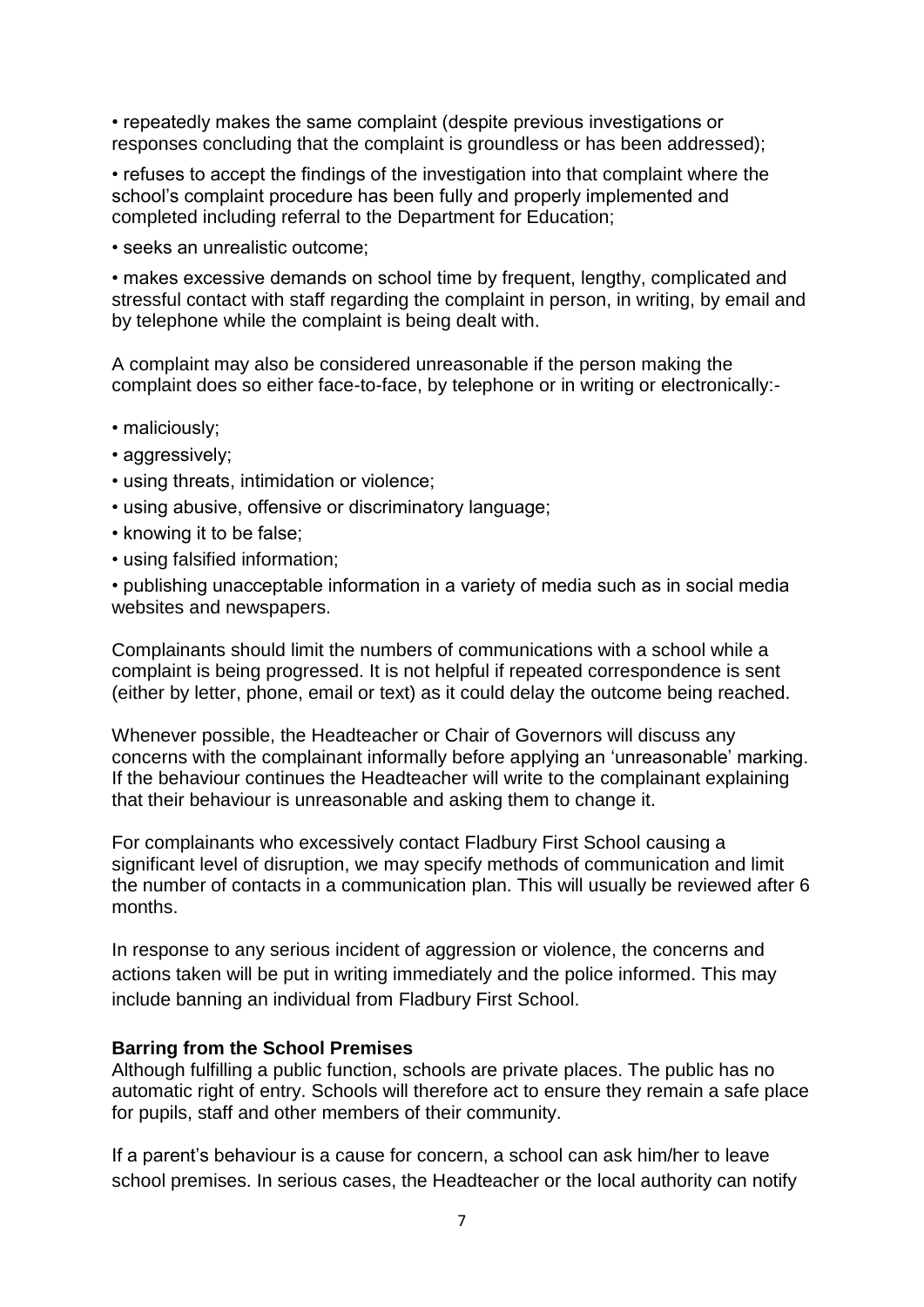• repeatedly makes the same complaint (despite previous investigations or responses concluding that the complaint is groundless or has been addressed);

• refuses to accept the findings of the investigation into that complaint where the school's complaint procedure has been fully and properly implemented and completed including referral to the Department for Education;

• seeks an unrealistic outcome;

• makes excessive demands on school time by frequent, lengthy, complicated and stressful contact with staff regarding the complaint in person, in writing, by email and by telephone while the complaint is being dealt with.

A complaint may also be considered unreasonable if the person making the complaint does so either face-to-face, by telephone or in writing or electronically:-

• maliciously;
• aggressively;
• using threats, intimidation or violence;
• using abusive, offensive or discriminatory language;
• knowing it to be false;
• using falsified information;
• publishing unacceptable information in a variety of media such as in social media websites and newspapers.

Complainants should limit the numbers of communications with a school while a complaint is being progressed. It is not helpful if repeated correspondence is sent (either by letter, phone, email or text) as it could delay the outcome being reached.

Whenever possible, the Headteacher or Chair of Governors will discuss any concerns with the complainant informally before applying an 'unreasonable' marking. If the behaviour continues the Headteacher will write to the complainant explaining that their behaviour is unreasonable and asking them to change it.

For complainants who excessively contact Fladbury First School causing a significant level of disruption, we may specify methods of communication and limit the number of contacts in a communication plan. This will usually be reviewed after 6 months.

In response to any serious incident of aggression or violence, the concerns and actions taken will be put in writing immediately and the police informed. This may include banning an individual from Fladbury First School.

**Barring from the School Premises**
Although fulfilling a public function, schools are private places. The public has no automatic right of entry. Schools will therefore act to ensure they remain a safe place for pupils, staff and other members of their community.

If a parent's behaviour is a cause for concern, a school can ask him/her to leave school premises. In serious cases, the Headteacher or the local authority can notify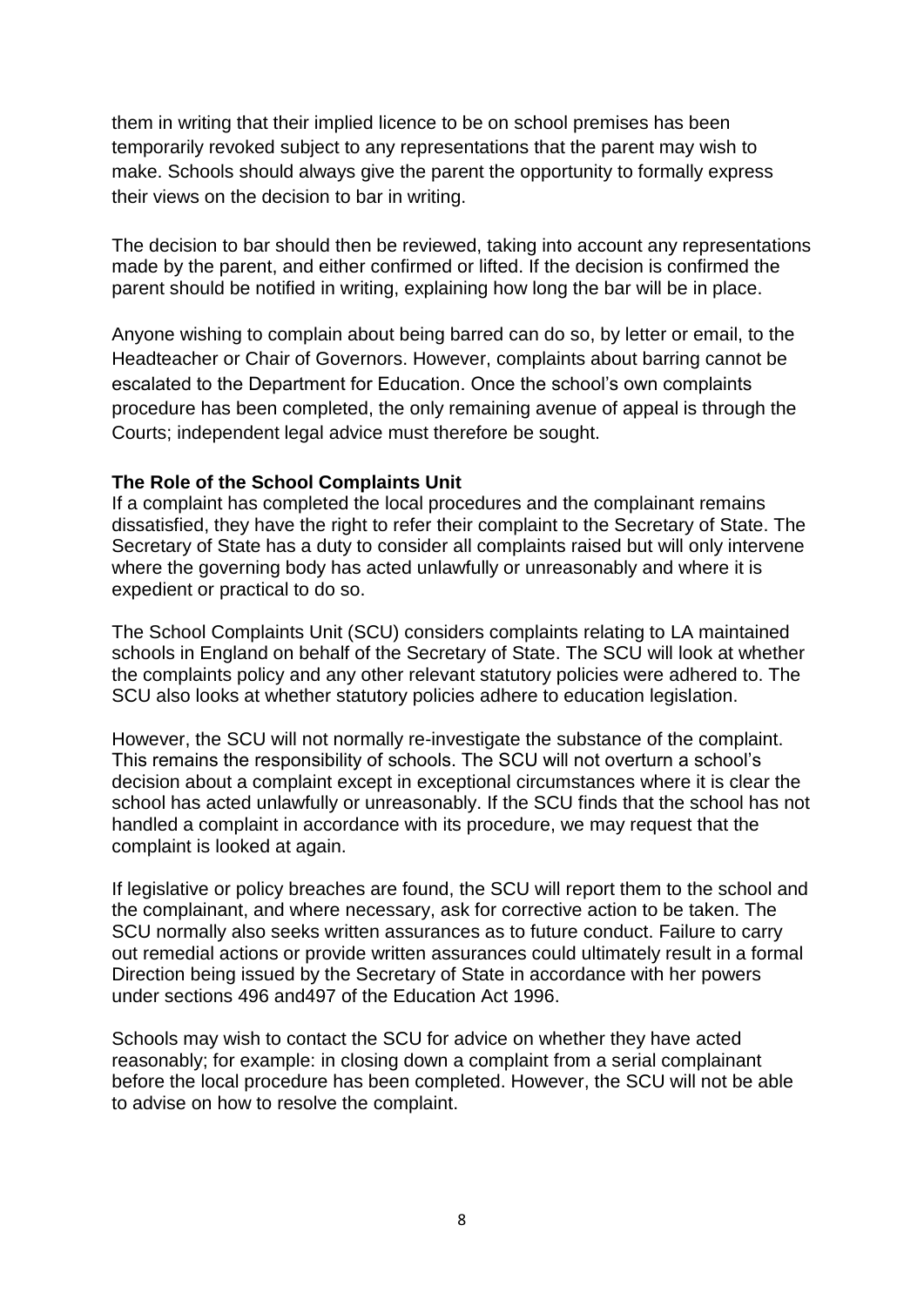them in writing that their implied licence to be on school premises has been temporarily revoked subject to any representations that the parent may wish to make. Schools should always give the parent the opportunity to formally express their views on the decision to bar in writing.

The decision to bar should then be reviewed, taking into account any representations made by the parent, and either confirmed or lifted. If the decision is confirmed the parent should be notified in writing, explaining how long the bar will be in place.

Anyone wishing to complain about being barred can do so, by letter or email, to the Headteacher or Chair of Governors. However, complaints about barring cannot be escalated to the Department for Education. Once the school's own complaints procedure has been completed, the only remaining avenue of appeal is through the Courts; independent legal advice must therefore be sought.

**The Role of the School Complaints Unit**

If a complaint has completed the local procedures and the complainant remains dissatisfied, they have the right to refer their complaint to the Secretary of State. The Secretary of State has a duty to consider all complaints raised but will only intervene where the governing body has acted unlawfully or unreasonably and where it is expedient or practical to do so.

The School Complaints Unit (SCU) considers complaints relating to LA maintained schools in England on behalf of the Secretary of State. The SCU will look at whether the complaints policy and any other relevant statutory policies were adhered to. The SCU also looks at whether statutory policies adhere to education legislation.

However, the SCU will not normally re-investigate the substance of the complaint. This remains the responsibility of schools. The SCU will not overturn a school's decision about a complaint except in exceptional circumstances where it is clear the school has acted unlawfully or unreasonably. If the SCU finds that the school has not handled a complaint in accordance with its procedure, we may request that the complaint is looked at again.

If legislative or policy breaches are found, the SCU will report them to the school and the complainant, and where necessary, ask for corrective action to be taken. The SCU normally also seeks written assurances as to future conduct. Failure to carry out remedial actions or provide written assurances could ultimately result in a formal Direction being issued by the Secretary of State in accordance with her powers under sections 496 and497 of the Education Act 1996.

Schools may wish to contact the SCU for advice on whether they have acted reasonably; for example: in closing down a complaint from a serial complainant before the local procedure has been completed. However, the SCU will not be able to advise on how to resolve the complaint.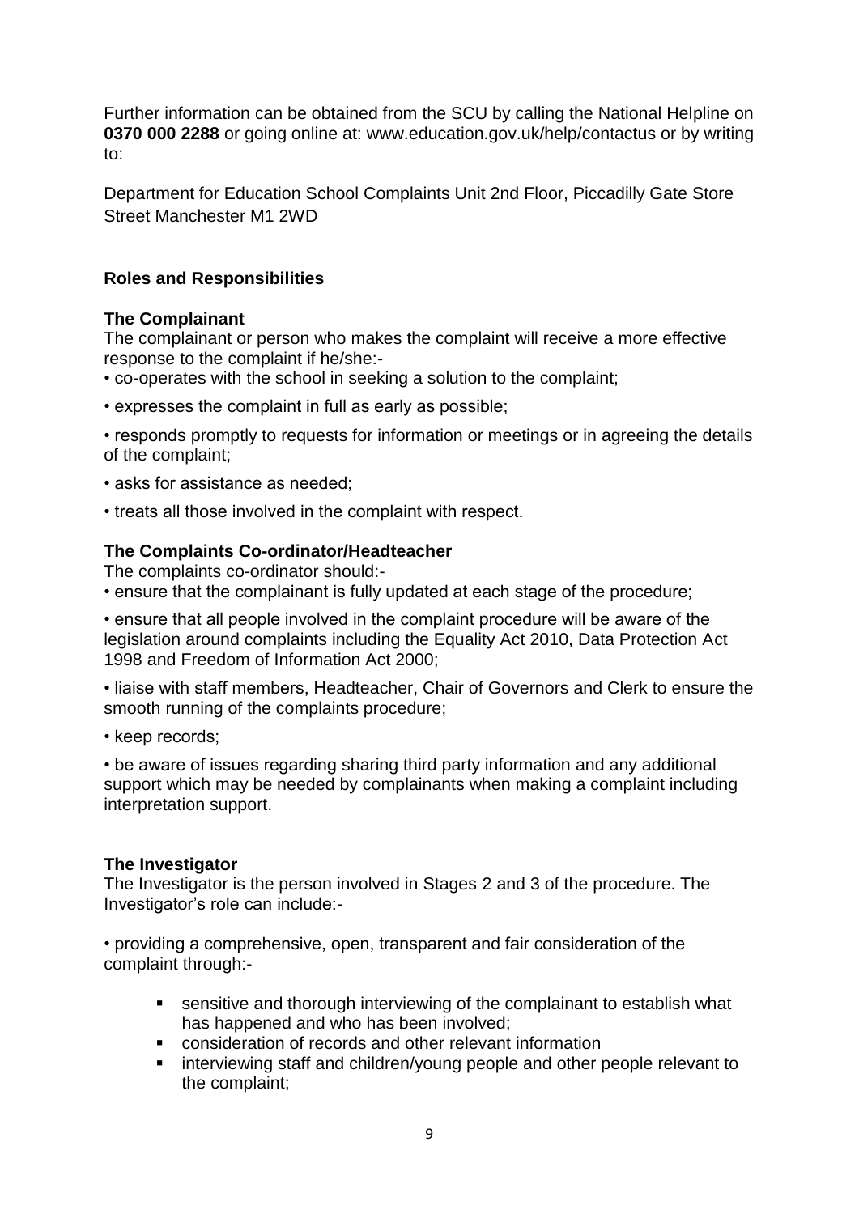Further information can be obtained from the SCU by calling the National Helpline on **0370 000 2288** or going online at: www.education.gov.uk/help/contactus or by writing to:

Department for Education School Complaints Unit 2nd Floor, Piccadilly Gate Store Street Manchester M1 2WD

## Roles and Responsibilities

### The Complainant

The complainant or person who makes the complaint will receive a more effective response to the complaint if he/she:-

- co-operates with the school in seeking a solution to the complaint;
- expresses the complaint in full as early as possible;
- responds promptly to requests for information or meetings or in agreeing the details of the complaint;
- asks for assistance as needed;
- treats all those involved in the complaint with respect.

### The Complaints Co-ordinator/Headteacher

The complaints co-ordinator should:-

- ensure that the complainant is fully updated at each stage of the procedure;
- ensure that all people involved in the complaint procedure will be aware of the legislation around complaints including the Equality Act 2010, Data Protection Act 1998 and Freedom of Information Act 2000;
- liaise with staff members, Headteacher, Chair of Governors and Clerk to ensure the smooth running of the complaints procedure;
- keep records;
- be aware of issues regarding sharing third party information and any additional support which may be needed by complainants when making a complaint including interpretation support.

### The Investigator

The Investigator is the person involved in Stages 2 and 3 of the procedure. The Investigator's role can include:-

- providing a comprehensive, open, transparent and fair consideration of the complaint through:-
  - sensitive and thorough interviewing of the complainant to establish what has happened and who has been involved;
  - consideration of records and other relevant information
  - interviewing staff and children/young people and other people relevant to the complaint;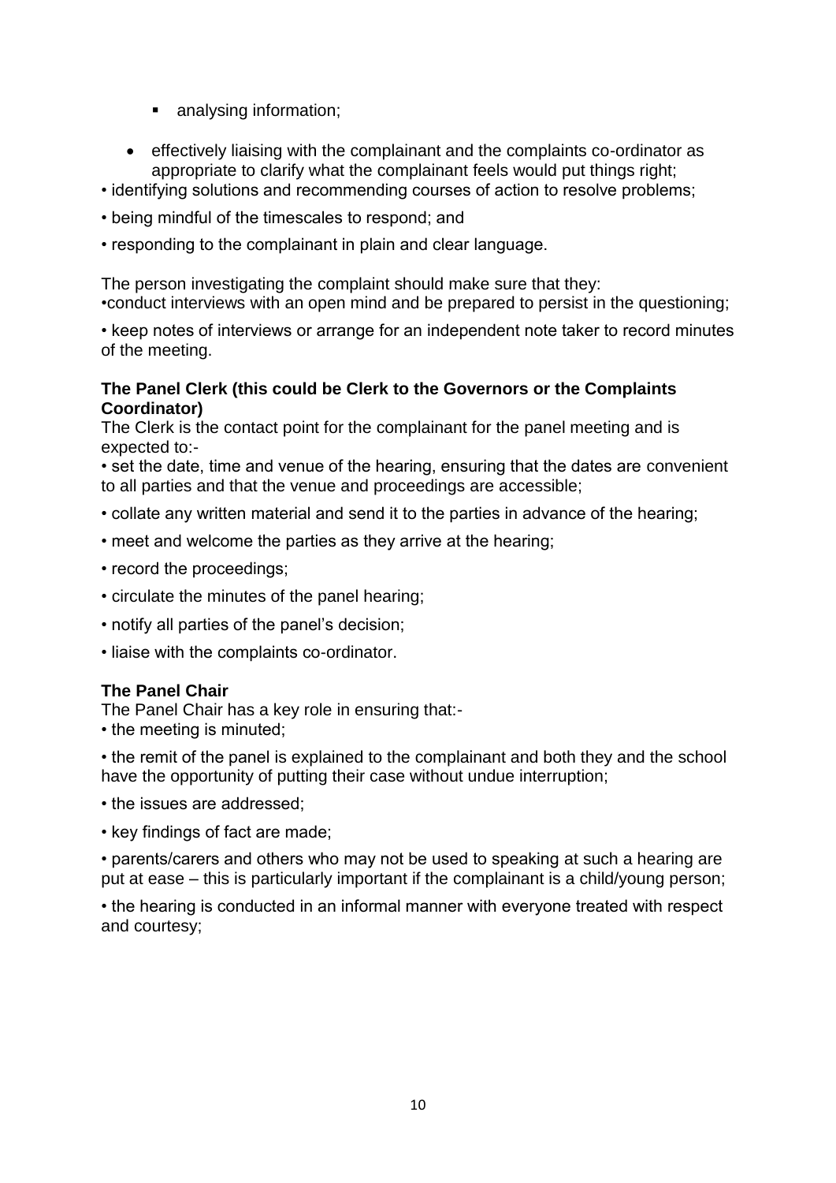- analysing information;

- effectively liaising with the complainant and the complaints co-ordinator as appropriate to clarify what the complainant feels would put things right;

- identifying solutions and recommending courses of action to resolve problems;
- being mindful of the timescales to respond; and
- responding to the complainant in plain and clear language.

The person investigating the complaint should make sure that they:

- conduct interviews with an open mind and be prepared to persist in the questioning;
- keep notes of interviews or arrange for an independent note taker to record minutes of the meeting.

**The Panel Clerk (this could be Clerk to the Governors or the Complaints Coordinator)**

The Clerk is the contact point for the complainant for the panel meeting and is expected to:-

- set the date, time and venue of the hearing, ensuring that the dates are convenient to all parties and that the venue and proceedings are accessible;
- collate any written material and send it to the parties in advance of the hearing;
- meet and welcome the parties as they arrive at the hearing;
- record the proceedings;
- circulate the minutes of the panel hearing;
- notify all parties of the panel's decision;
- liaise with the complaints co-ordinator.

**The Panel Chair**

The Panel Chair has a key role in ensuring that:-

- the meeting is minuted;
- the remit of the panel is explained to the complainant and both they and the school have the opportunity of putting their case without undue interruption;
- the issues are addressed;
- key findings of fact are made;
- parents/carers and others who may not be used to speaking at such a hearing are put at ease – this is particularly important if the complainant is a child/young person;
- the hearing is conducted in an informal manner with everyone treated with respect and courtesy;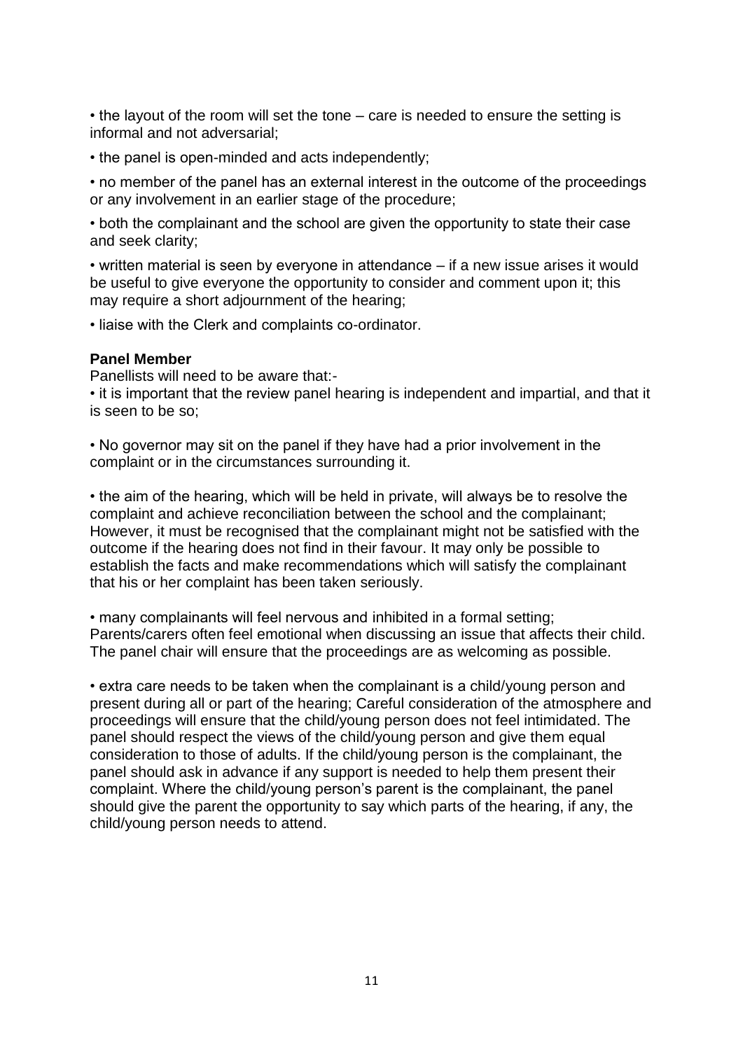- the layout of the room will set the tone – care is needed to ensure the setting is informal and not adversarial;
- the panel is open-minded and acts independently;
- no member of the panel has an external interest in the outcome of the proceedings or any involvement in an earlier stage of the procedure;
- both the complainant and the school are given the opportunity to state their case and seek clarity;
- written material is seen by everyone in attendance – if a new issue arises it would be useful to give everyone the opportunity to consider and comment upon it; this may require a short adjournment of the hearing;
- liaise with the Clerk and complaints co-ordinator.

**Panel Member**

Panellists will need to be aware that:-

- it is important that the review panel hearing is independent and impartial, and that it is seen to be so;
- No governor may sit on the panel if they have had a prior involvement in the complaint or in the circumstances surrounding it.
- the aim of the hearing, which will be held in private, will always be to resolve the complaint and achieve reconciliation between the school and the complainant; However, it must be recognised that the complainant might not be satisfied with the outcome if the hearing does not find in their favour. It may only be possible to establish the facts and make recommendations which will satisfy the complainant that his or her complaint has been taken seriously.
- many complainants will feel nervous and inhibited in a formal setting; Parents/carers often feel emotional when discussing an issue that affects their child. The panel chair will ensure that the proceedings are as welcoming as possible.
- extra care needs to be taken when the complainant is a child/young person and present during all or part of the hearing; Careful consideration of the atmosphere and proceedings will ensure that the child/young person does not feel intimidated. The panel should respect the views of the child/young person and give them equal consideration to those of adults. If the child/young person is the complainant, the panel should ask in advance if any support is needed to help them present their complaint. Where the child/young person's parent is the complainant, the panel should give the parent the opportunity to say which parts of the hearing, if any, the child/young person needs to attend.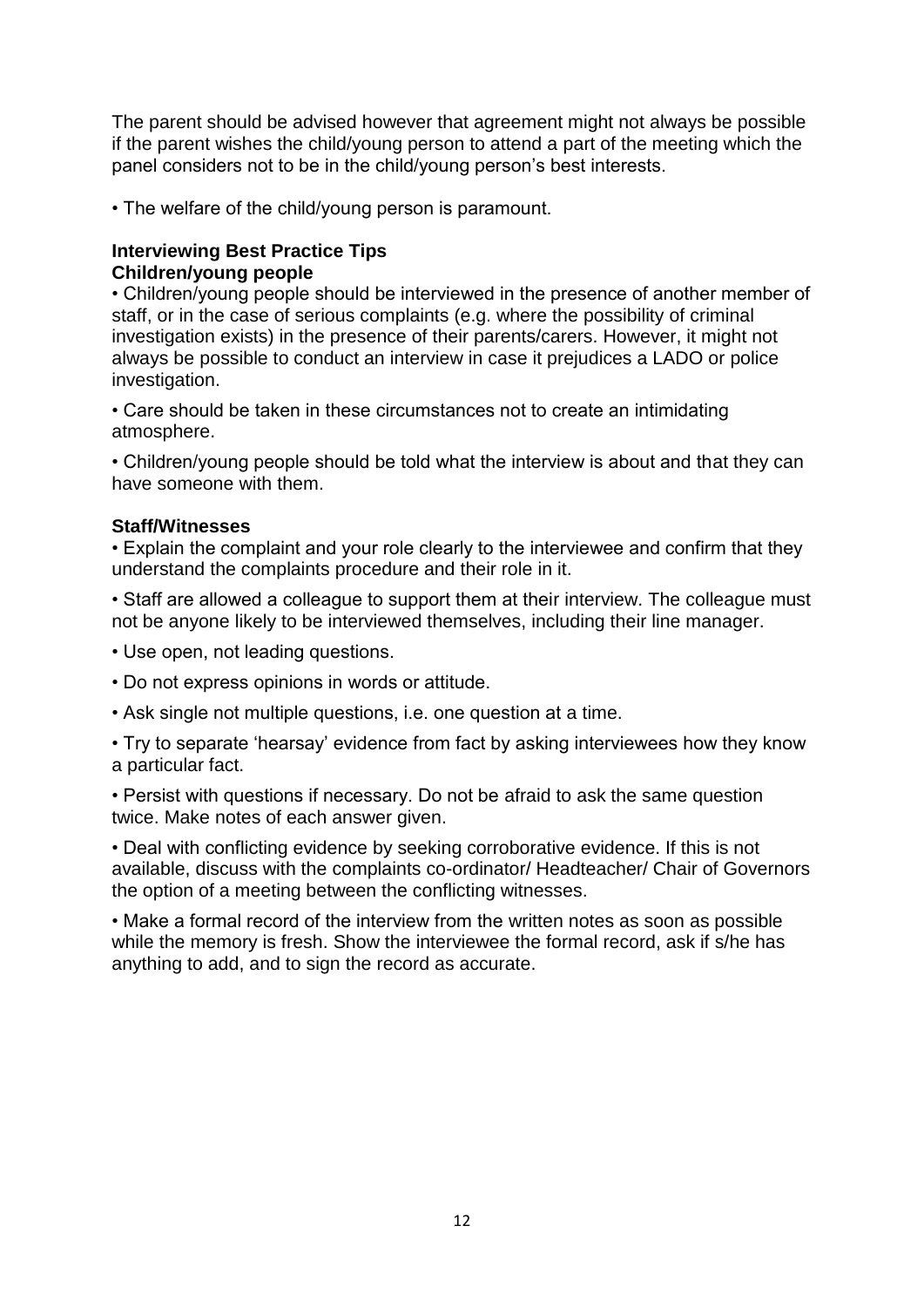The parent should be advised however that agreement might not always be possible if the parent wishes the child/young person to attend a part of the meeting which the panel considers not to be in the child/young person's best interests.

- The welfare of the child/young person is paramount.

**Interviewing Best Practice Tips**

**Children/young people**

- Children/young people should be interviewed in the presence of another member of staff, or in the case of serious complaints (e.g. where the possibility of criminal investigation exists) in the presence of their parents/carers. However, it might not always be possible to conduct an interview in case it prejudices a LADO or police investigation.
- Care should be taken in these circumstances not to create an intimidating atmosphere.
- Children/young people should be told what the interview is about and that they can have someone with them.

**Staff/Witnesses**

- Explain the complaint and your role clearly to the interviewee and confirm that they understand the complaints procedure and their role in it.
- Staff are allowed a colleague to support them at their interview. The colleague must not be anyone likely to be interviewed themselves, including their line manager.
- Use open, not leading questions.
- Do not express opinions in words or attitude.
- Ask single not multiple questions, i.e. one question at a time.
- Try to separate 'hearsay' evidence from fact by asking interviewees how they know a particular fact.
- Persist with questions if necessary. Do not be afraid to ask the same question twice. Make notes of each answer given.
- Deal with conflicting evidence by seeking corroborative evidence. If this is not available, discuss with the complaints co-ordinator/ Headteacher/ Chair of Governors the option of a meeting between the conflicting witnesses.
- Make a formal record of the interview from the written notes as soon as possible while the memory is fresh. Show the interviewee the formal record, ask if s/he has anything to add, and to sign the record as accurate.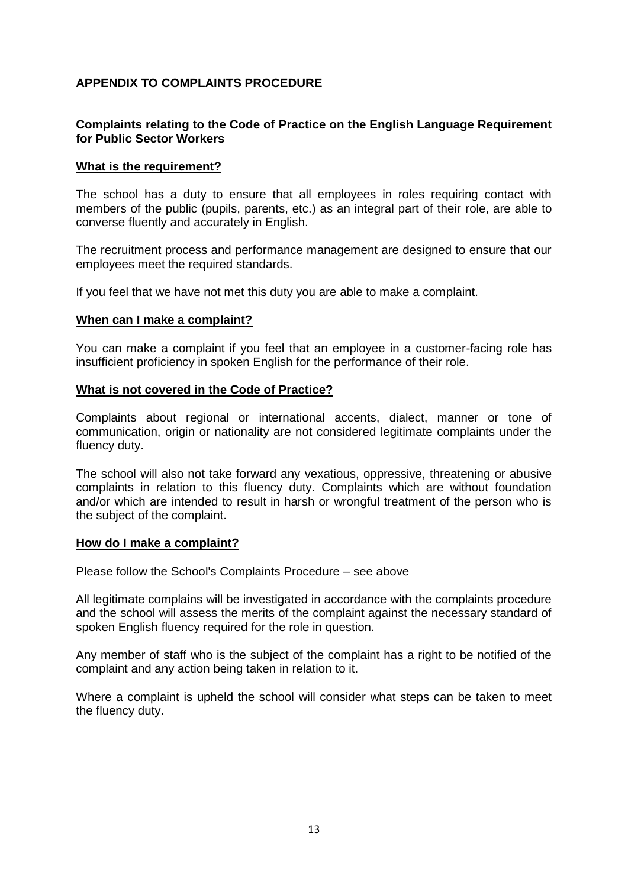## APPENDIX TO COMPLAINTS PROCEDURE

### Complaints relating to the Code of Practice on the English Language Requirement for Public Sector Workers

**What is the requirement?**

The school has a duty to ensure that all employees in roles requiring contact with members of the public (pupils, parents, etc.) as an integral part of their role, are able to converse fluently and accurately in English.

The recruitment process and performance management are designed to ensure that our employees meet the required standards.

If you feel that we have not met this duty you are able to make a complaint.

**When can I make a complaint?**

You can make a complaint if you feel that an employee in a customer-facing role has insufficient proficiency in spoken English for the performance of their role.

**What is not covered in the Code of Practice?**

Complaints about regional or international accents, dialect, manner or tone of communication, origin or nationality are not considered legitimate complaints under the fluency duty.

The school will also not take forward any vexatious, oppressive, threatening or abusive complaints in relation to this fluency duty. Complaints which are without foundation and/or which are intended to result in harsh or wrongful treatment of the person who is the subject of the complaint.

**How do I make a complaint?**

Please follow the School's Complaints Procedure – see above

All legitimate complains will be investigated in accordance with the complaints procedure and the school will assess the merits of the complaint against the necessary standard of spoken English fluency required for the role in question.

Any member of staff who is the subject of the complaint has a right to be notified of the complaint and any action being taken in relation to it.

Where a complaint is upheld the school will consider what steps can be taken to meet the fluency duty.